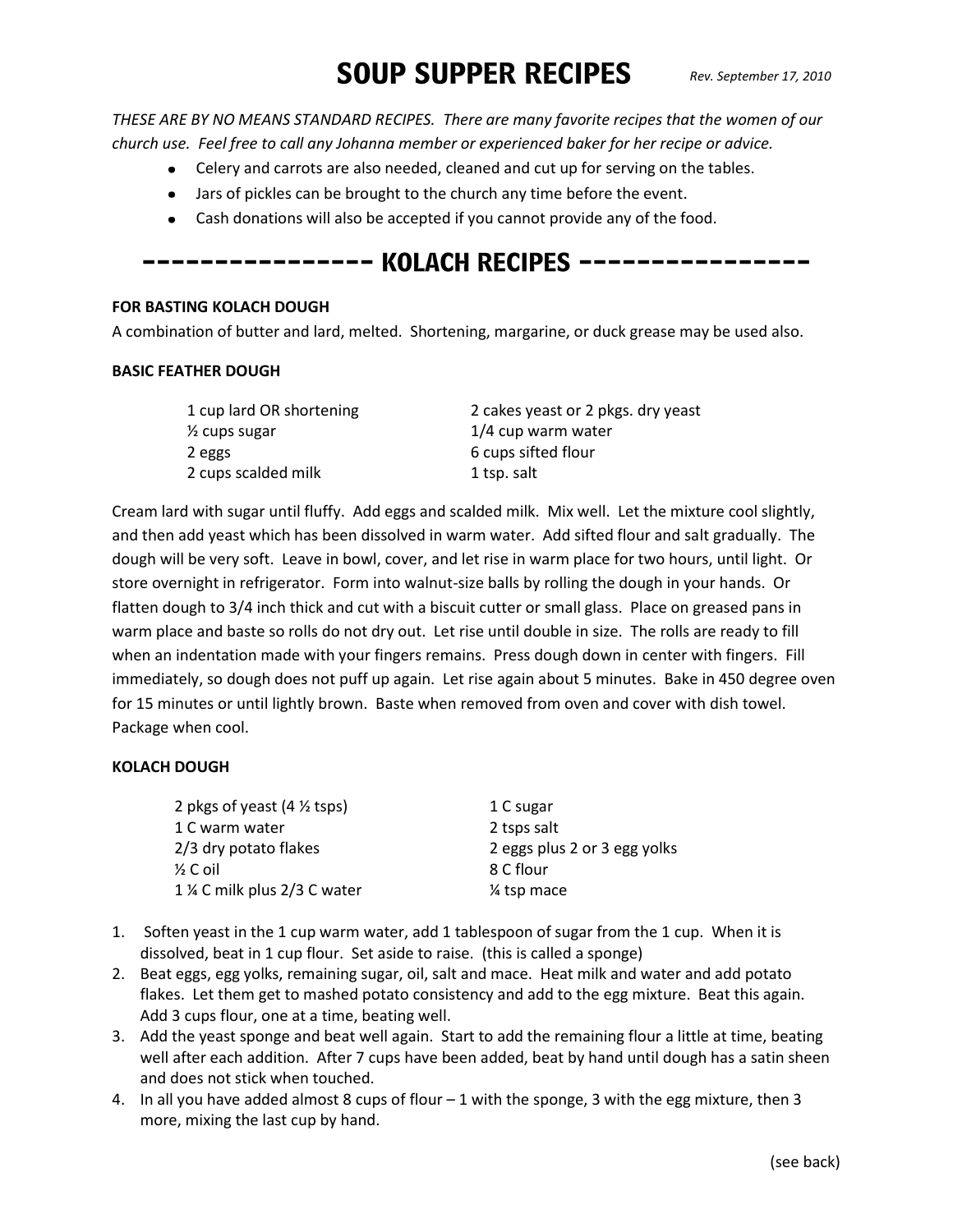# SOUP SUPPER RECIPES

*Rev. September 17, 2010*

*THESE ARE BY NO MEANS STANDARD RECIPES. There are many favorite recipes that the women of our church use. Feel free to call any Johanna member or experienced baker for her recipe or advice.*

- Celery and carrots are also needed, cleaned and cut up for serving on the tables.
- Jars of pickles can be brought to the church any time before the event.
- Cash donations will also be accepted if you cannot provide any of the food.

## ---------------- KOLACH RECIPES ----------------

**FOR BASTING KOLACH DOUGH**

A combination of butter and lard, melted. Shortening, margarine, or duck grease may be used also.

**BASIC FEATHER DOUGH**

1 cup lard OR shortening
½ cups sugar
2 eggs
2 cups scalded milk
2 cakes yeast or 2 pkgs. dry yeast
1/4 cup warm water
6 cups sifted flour
1 tsp. salt

Cream lard with sugar until fluffy. Add eggs and scalded milk. Mix well. Let the mixture cool slightly, and then add yeast which has been dissolved in warm water. Add sifted flour and salt gradually. The dough will be very soft. Leave in bowl, cover, and let rise in warm place for two hours, until light. Or store overnight in refrigerator. Form into walnut-size balls by rolling the dough in your hands. Or flatten dough to 3/4 inch thick and cut with a biscuit cutter or small glass. Place on greased pans in warm place and baste so rolls do not dry out. Let rise until double in size. The rolls are ready to fill when an indentation made with your fingers remains. Press dough down in center with fingers. Fill immediately, so dough does not puff up again. Let rise again about 5 minutes. Bake in 450 degree oven for 15 minutes or until lightly brown. Baste when removed from oven and cover with dish towel. Package when cool.

**KOLACH DOUGH**

2 pkgs of yeast (4 ½ tsps)
1 C warm water
2/3 dry potato flakes
½ C oil
1 ¼ C milk plus 2/3 C water
1 C sugar
2 tsps salt
2 eggs plus 2 or 3 egg yolks
8 C flour
¼ tsp mace

1. Soften yeast in the 1 cup warm water, add 1 tablespoon of sugar from the 1 cup. When it is dissolved, beat in 1 cup flour. Set aside to raise. (this is called a sponge)
2. Beat eggs, egg yolks, remaining sugar, oil, salt and mace. Heat milk and water and add potato flakes. Let them get to mashed potato consistency and add to the egg mixture. Beat this again. Add 3 cups flour, one at a time, beating well.
3. Add the yeast sponge and beat well again. Start to add the remaining flour a little at time, beating well after each addition. After 7 cups have been added, beat by hand until dough has a satin sheen and does not stick when touched.
4. In all you have added almost 8 cups of flour – 1 with the sponge, 3 with the egg mixture, then 3 more, mixing the last cup by hand.

(see back)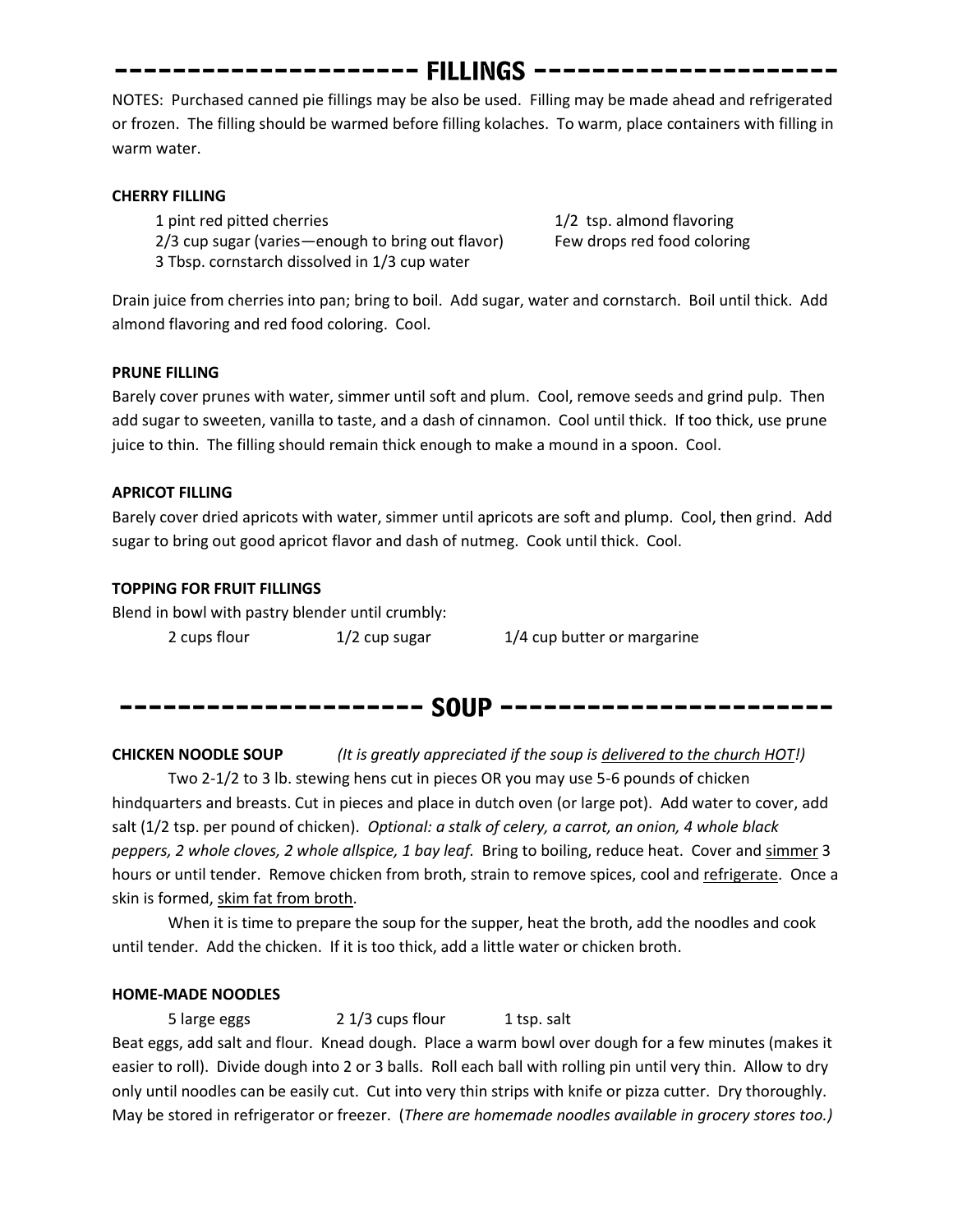## FILLINGS

NOTES: Purchased canned pie fillings may be also be used. Filling may be made ahead and refrigerated or frozen. The filling should be warmed before filling kolaches. To warm, place containers with filling in warm water.

**CHERRY FILLING**

1 pint red pitted cherries
2/3 cup sugar (varies—enough to bring out flavor)
3 Tbsp. cornstarch dissolved in 1/3 cup water
1/2 tsp. almond flavoring
Few drops red food coloring

Drain juice from cherries into pan; bring to boil. Add sugar, water and cornstarch. Boil until thick. Add almond flavoring and red food coloring. Cool.

**PRUNE FILLING**

Barely cover prunes with water, simmer until soft and plum. Cool, remove seeds and grind pulp. Then add sugar to sweeten, vanilla to taste, and a dash of cinnamon. Cool until thick. If too thick, use prune juice to thin. The filling should remain thick enough to make a mound in a spoon. Cool.

**APRICOT FILLING**

Barely cover dried apricots with water, simmer until apricots are soft and plump. Cool, then grind. Add sugar to bring out good apricot flavor and dash of nutmeg. Cook until thick. Cool.

**TOPPING FOR FRUIT FILLINGS**

Blend in bowl with pastry blender until crumbly:

2 cups flour    1/2 cup sugar    1/4 cup butter or margarine

## SOUP

**CHICKEN NOODLE SOUP** *(It is greatly appreciated if the soup is delivered to the church HOT!)*

Two 2-1/2 to 3 lb. stewing hens cut in pieces OR you may use 5-6 pounds of chicken hindquarters and breasts. Cut in pieces and place in dutch oven (or large pot). Add water to cover, add salt (1/2 tsp. per pound of chicken). *Optional: a stalk of celery, a carrot, an onion, 4 whole black peppers, 2 whole cloves, 2 whole allspice, 1 bay leaf.* Bring to boiling, reduce heat. Cover and simmer 3 hours or until tender. Remove chicken from broth, strain to remove spices, cool and refrigerate. Once a skin is formed, skim fat from broth.

When it is time to prepare the soup for the supper, heat the broth, add the noodles and cook until tender. Add the chicken. If it is too thick, add a little water or chicken broth.

**HOME-MADE NOODLES**

5 large eggs    2 1/3 cups flour    1 tsp. salt

Beat eggs, add salt and flour. Knead dough. Place a warm bowl over dough for a few minutes (makes it easier to roll). Divide dough into 2 or 3 balls. Roll each ball with rolling pin until very thin. Allow to dry only until noodles can be easily cut. Cut into very thin strips with knife or pizza cutter. Dry thoroughly. May be stored in refrigerator or freezer. (*There are homemade noodles available in grocery stores too.)*